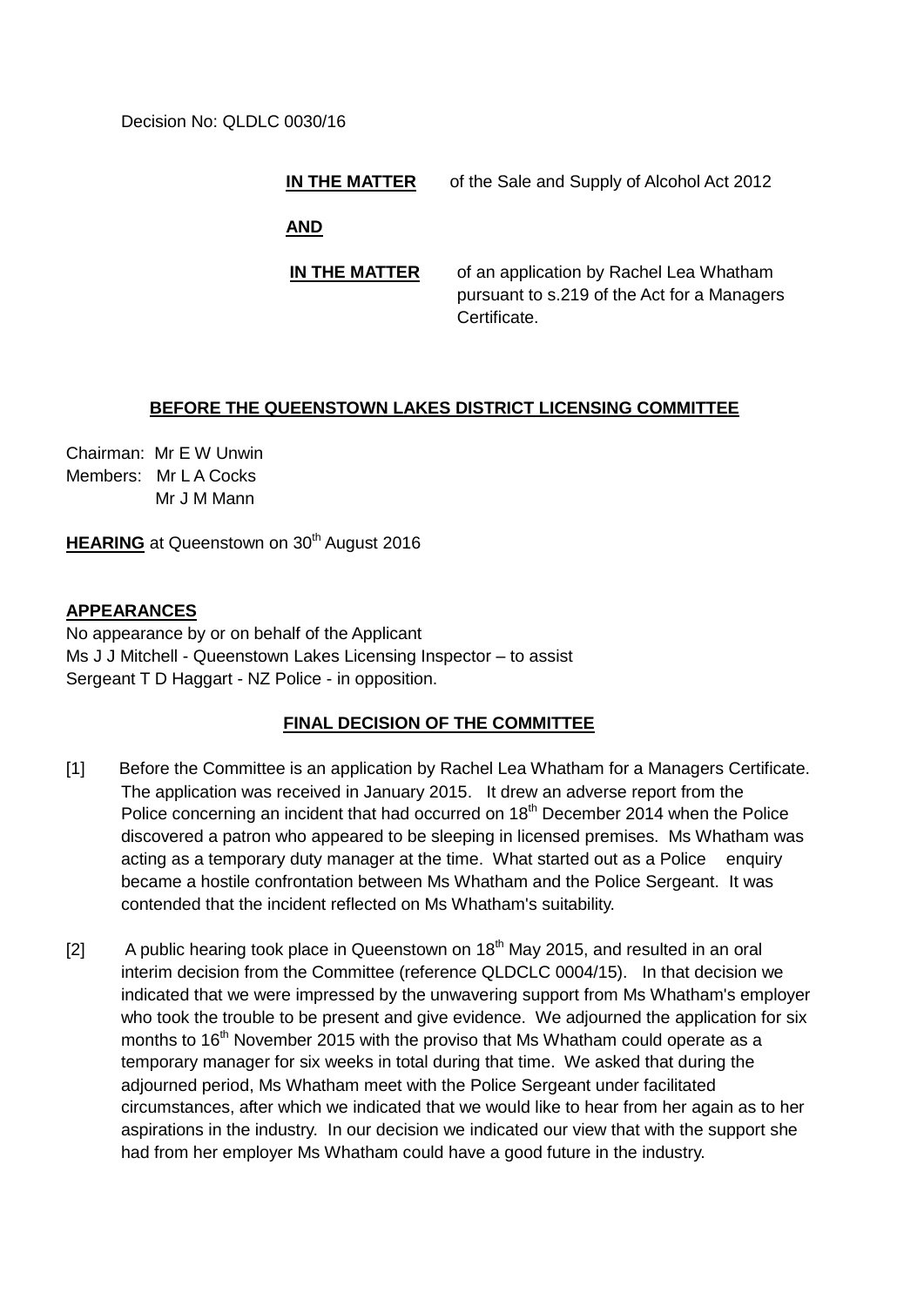Decision No: QLDLC 0030/16

**IN THE MATTER** of the Sale and Supply of Alcohol Act 2012

**AND**

**IN THE MATTER** of an application by Rachel Lea Whatham pursuant to s.219 of the Act for a Managers Certificate.

## BEFORE THE QUEENSTOWN LAKES DISTRICT LICENSING COMMITTEE

Chairman: Mr E W Unwin
Members: Mr L A Cocks
Mr J M Mann

**HEARING** at Queenstown on 30th August 2016

**APPEARANCES**

No appearance by or on behalf of the Applicant
Ms J J Mitchell - Queenstown Lakes Licensing Inspector – to assist
Sergeant T D Haggart - NZ Police - in opposition.

## FINAL DECISION OF THE COMMITTEE

[1] Before the Committee is an application by Rachel Lea Whatham for a Managers Certificate. The application was received in January 2015. It drew an adverse report from the Police concerning an incident that had occurred on 18th December 2014 when the Police discovered a patron who appeared to be sleeping in licensed premises. Ms Whatham was acting as a temporary duty manager at the time. What started out as a Police enquiry became a hostile confrontation between Ms Whatham and the Police Sergeant. It was contended that the incident reflected on Ms Whatham's suitability.

[2] A public hearing took place in Queenstown on 18th May 2015, and resulted in an oral interim decision from the Committee (reference QLDCLC 0004/15). In that decision we indicated that we were impressed by the unwavering support from Ms Whatham's employer who took the trouble to be present and give evidence. We adjourned the application for six months to 16th November 2015 with the proviso that Ms Whatham could operate as a temporary manager for six weeks in total during that time. We asked that during the adjourned period, Ms Whatham meet with the Police Sergeant under facilitated circumstances, after which we indicated that we would like to hear from her again as to her aspirations in the industry. In our decision we indicated our view that with the support she had from her employer Ms Whatham could have a good future in the industry.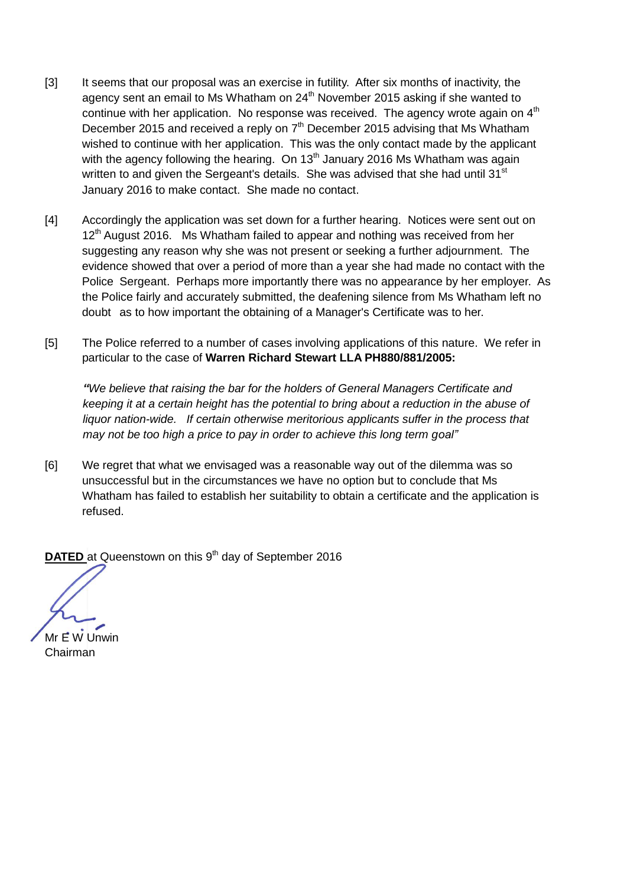[3] It seems that our proposal was an exercise in futility. After six months of inactivity, the agency sent an email to Ms Whatham on 24th November 2015 asking if she wanted to continue with her application. No response was received. The agency wrote again on 4th December 2015 and received a reply on 7th December 2015 advising that Ms Whatham wished to continue with her application. This was the only contact made by the applicant with the agency following the hearing. On 13th January 2016 Ms Whatham was again written to and given the Sergeant's details. She was advised that she had until 31st January 2016 to make contact. She made no contact.

[4] Accordingly the application was set down for a further hearing. Notices were sent out on 12th August 2016. Ms Whatham failed to appear and nothing was received from her suggesting any reason why she was not present or seeking a further adjournment. The evidence showed that over a period of more than a year she had made no contact with the Police Sergeant. Perhaps more importantly there was no appearance by her employer. As the Police fairly and accurately submitted, the deafening silence from Ms Whatham left no doubt as to how important the obtaining of a Manager's Certificate was to her.

[5] The Police referred to a number of cases involving applications of this nature. We refer in particular to the case of **Warren Richard Stewart LLA PH880/881/2005:**

> *"We believe that raising the bar for the holders of General Managers Certificate and keeping it at a certain height has the potential to bring about a reduction in the abuse of liquor nation-wide. If certain otherwise meritorious applicants suffer in the process that may not be too high a price to pay in order to achieve this long term goal"*

[6] We regret that what we envisaged was a reasonable way out of the dilemma was so unsuccessful but in the circumstances we have no option but to conclude that Ms Whatham has failed to establish her suitability to obtain a certificate and the application is refused.

**DATED** at Queenstown on this 9th day of September 2016

Mr E W Unwin
Chairman